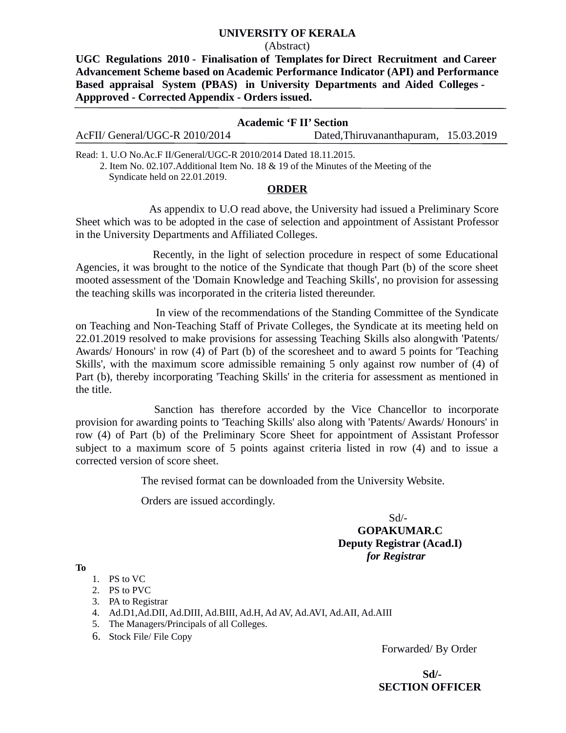# UNIVERSITY OF KERALA

(Abstract)

**UGC Regulations 2010 - Finalisation of Templates for Direct Recruitment and Career Advancement Scheme based on Academic Performance Indicator (API) and Performance Based appraisal System (PBAS) in University Departments and Aided Colleges - Appproved - Corrected Appendix - Orders issued.**

---

**Academic 'F II' Section**

AcFII/ General/UGC-R 2010/2014 Dated,Thiruvananthapuram, 15.03.2019

---

Read: 1. U.O No.Ac.F II/General/UGC-R 2010/2014 Dated 18.11.2015.
2. Item No. 02.107.Additional Item No. 18 & 19 of the Minutes of the Meeting of the Syndicate held on 22.01.2019.

## ORDER

As appendix to U.O read above, the University had issued a Preliminary Score Sheet which was to be adopted in the case of selection and appointment of Assistant Professor in the University Departments and Affiliated Colleges.

Recently, in the light of selection procedure in respect of some Educational Agencies, it was brought to the notice of the Syndicate that though Part (b) of the score sheet mooted assessment of the 'Domain Knowledge and Teaching Skills', no provision for assessing the teaching skills was incorporated in the criteria listed thereunder.

In view of the recommendations of the Standing Committee of the Syndicate on Teaching and Non-Teaching Staff of Private Colleges, the Syndicate at its meeting held on 22.01.2019 resolved to make provisions for assessing Teaching Skills also alongwith 'Patents/ Awards/ Honours' in row (4) of Part (b) of the scoresheet and to award 5 points for 'Teaching Skills', with the maximum score admissible remaining 5 only against row number of (4) of Part (b), thereby incorporating 'Teaching Skills' in the criteria for assessment as mentioned in the title.

Sanction has therefore accorded by the Vice Chancellor to incorporate provision for awarding points to 'Teaching Skills' also along with 'Patents/ Awards/ Honours' in row (4) of Part (b) of the Preliminary Score Sheet for appointment of Assistant Professor subject to a maximum score of 5 points against criteria listed in row (4) and to issue a corrected version of score sheet.

The revised format can be downloaded from the University Website.

Orders are issued accordingly.

Sd/-
**GOPAKUMAR.C**
**Deputy Registrar (Acad.I)**
***for Registrar***

**To**

1. PS to VC
2. PS to PVC
3. PA to Registrar
4. Ad.D1,Ad.DII, Ad.DIII, Ad.BIII, Ad.H, Ad AV, Ad.AVI, Ad.AII, Ad.AIII
5. The Managers/Principals of all Colleges.
6. Stock File/ File Copy

Forwarded/ By Order

**Sd/-**
**SECTION OFFICER**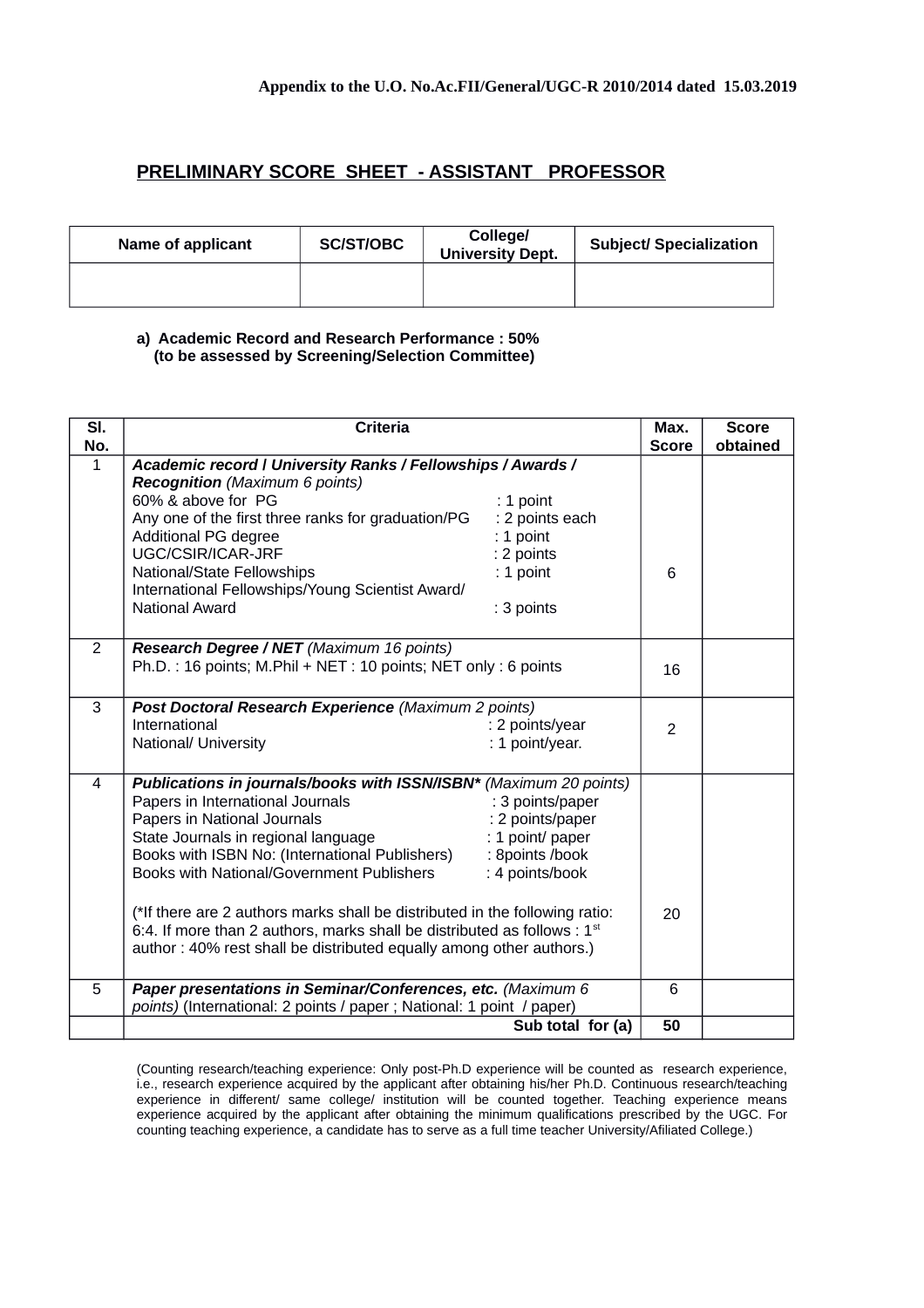**Appendix to the U.O. No.Ac.FII/General/UGC-R 2010/2014 dated 15.03.2019**

## PRELIMINARY SCORE SHEET - ASSISTANT PROFESSOR

| Name of applicant | SC/ST/OBC | College/ University Dept. | Subject/ Specialization |
|---|---|---|---|
| | | | |

**a) Academic Record and Research Performance : 50%**
**(to be assessed by Screening/Selection Committee)**

| Sl. No. | Criteria | Max. Score | Score obtained |
|---|---|---|---|
| 1 | ***Academic record / University Ranks / Fellowships / Awards / Recognition*** *(Maximum 6 points)*<br>60% & above for PG : 1 point<br>Any one of the first three ranks for graduation/PG : 2 points each<br>Additional PG degree : 1 point<br>UGC/CSIR/ICAR-JRF : 2 points<br>National/State Fellowships : 1 point<br>International Fellowships/Young Scientist Award/ National Award : 3 points | 6 | |
| 2 | ***Research Degree / NET*** *(Maximum 16 points)*<br>Ph.D. : 16 points; M.Phil + NET : 10 points; NET only : 6 points | 16 | |
| 3 | ***Post Doctoral Research Experience*** *(Maximum 2 points)*<br>International : 2 points/year<br>National/ University : 1 point/year. | 2 | |
| 4 | ***Publications in journals/books with ISSN/ISBN**** *(Maximum 20 points)*<br>Papers in International Journals : 3 points/paper<br>Papers in National Journals : 2 points/paper<br>State Journals in regional language : 1 point/ paper<br>Books with ISBN No: (International Publishers) : 8points /book<br>Books with National/Government Publishers : 4 points/book<br><br>(*If there are 2 authors marks shall be distributed in the following ratio: 6:4. If more than 2 authors, marks shall be distributed as follows : 1st author : 40% rest shall be distributed equally among other authors.) | 20 | |
| 5 | ***Paper presentations in Seminar/Conferences, etc.*** *(Maximum 6 points)* (International: 2 points / paper ; National: 1 point / paper) | 6 | |
| | **Sub total for (a)** | **50** | |

(Counting research/teaching experience: Only post-Ph.D experience will be counted as research experience, i.e., research experience acquired by the applicant after obtaining his/her Ph.D. Continuous research/teaching experience in different/ same college/ institution will be counted together. Teaching experience means experience acquired by the applicant after obtaining the minimum qualifications prescribed by the UGC. For counting teaching experience, a candidate has to serve as a full time teacher University/Afiliated College.)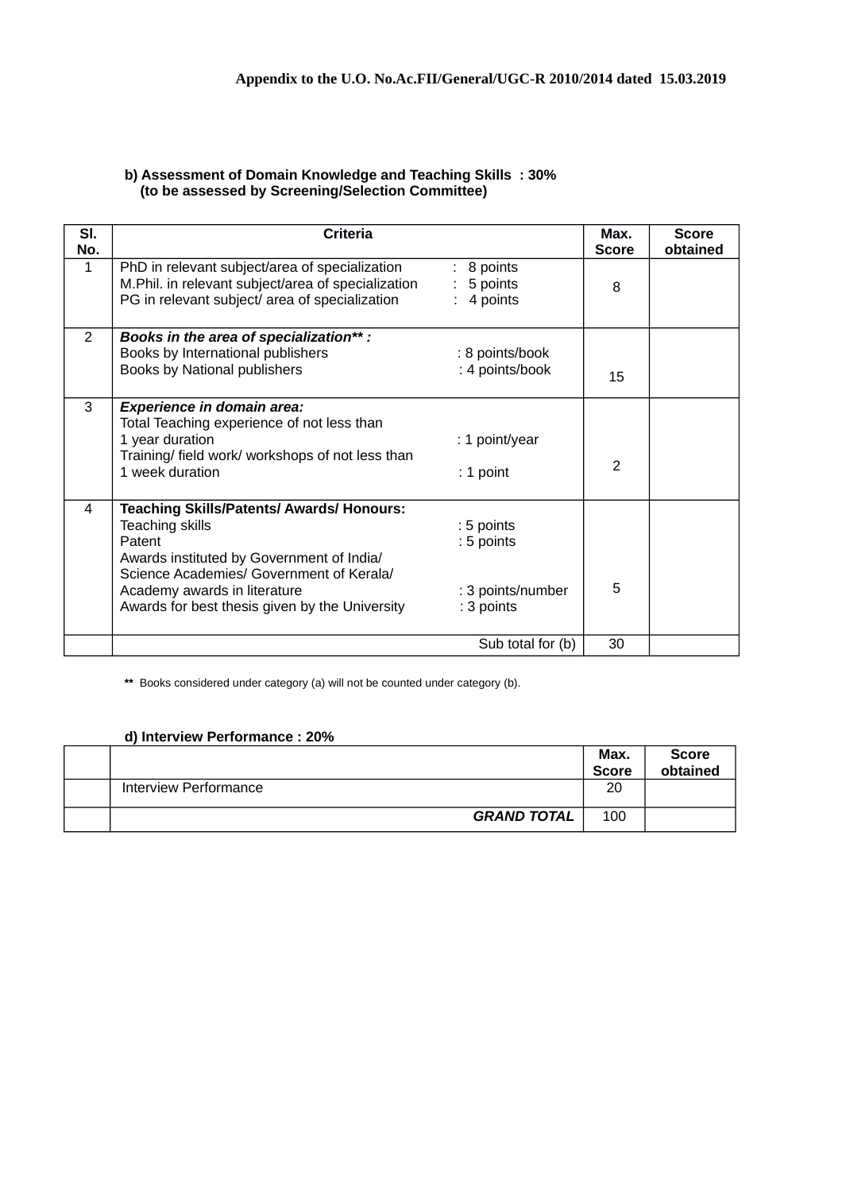**Appendix to the U.O. No.Ac.FII/General/UGC-R 2010/2014 dated 15.03.2019**

**b) Assessment of Domain Knowledge and Teaching Skills : 30%**
**(to be assessed by Screening/Selection Committee)**

| Sl. No. | Criteria | Max. Score | Score obtained |
|---|---|---|---|
| 1 | PhD in relevant subject/area of specialization : 8 points<br>M.Phil. in relevant subject/area of specialization : 5 points<br>PG in relevant subject/ area of specialization : 4 points | 8 | |
| 2 | ***Books in the area of specialization\*\* :***<br>Books by International publishers : 8 points/book<br>Books by National publishers : 4 points/book | 15 | |
| 3 | ***Experience in domain area:***<br>Total Teaching experience of not less than 1 year duration : 1 point/year<br>Training/ field work/ workshops of not less than 1 week duration : 1 point | 2 | |
| 4 | **Teaching Skills/Patents/ Awards/ Honours:**<br>Teaching skills : 5 points<br>Patent : 5 points<br>Awards instituted by Government of India/ Science Academies/ Government of Kerala/ Academy awards in literature : 3 points/number<br>Awards for best thesis given by the University : 3 points | 5 | |
| | Sub total for (b) | 30 | |

**** Books considered under category (a) will not be counted under category (b).

**d) Interview Performance : 20%**

| | | Max. Score | Score obtained |
|---|---|---|---|
| | Interview Performance | 20 | |
| | ***GRAND TOTAL*** | 100 | |